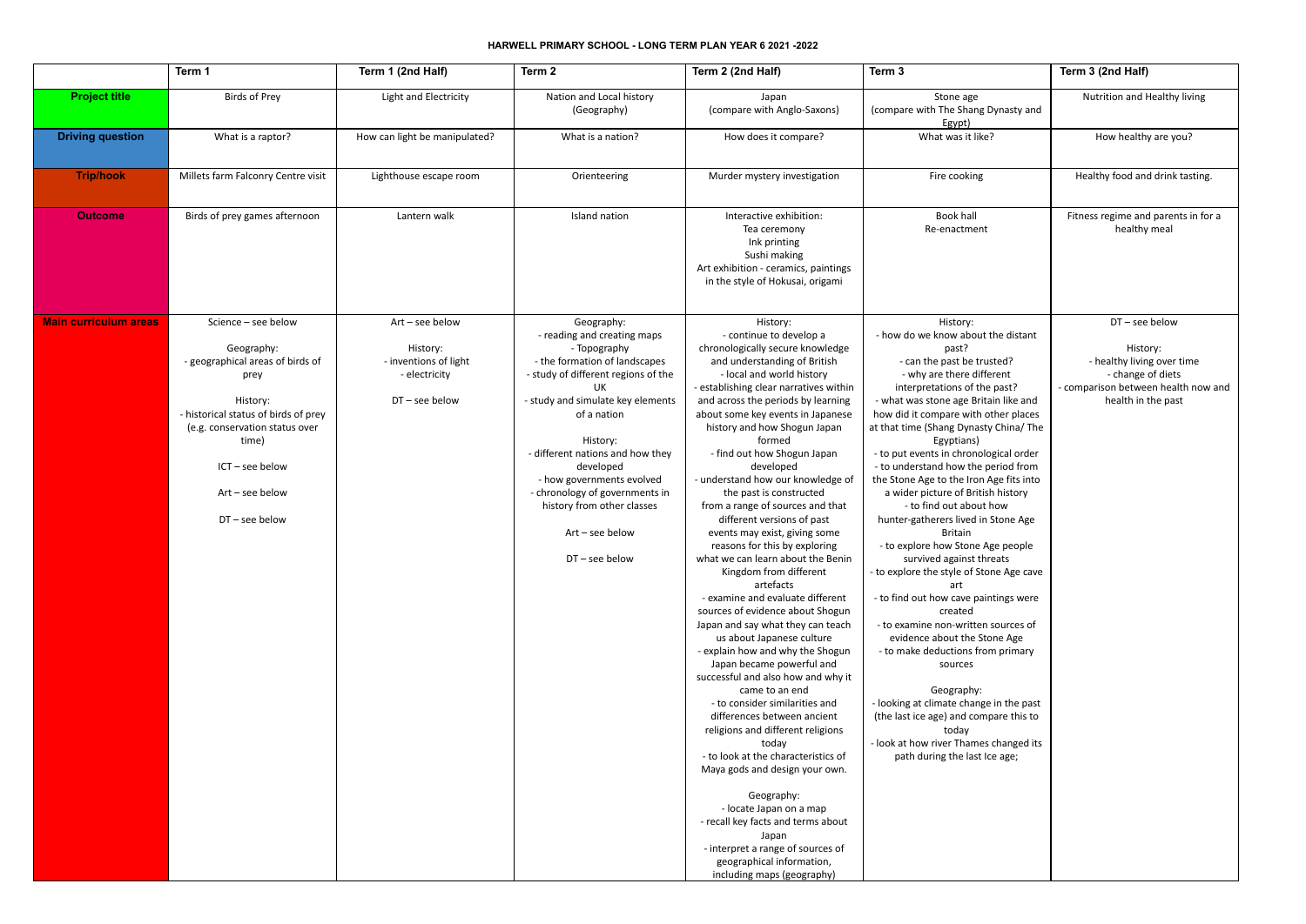# HARWELL PRIMARY SCHOOL - LONG TERM PLAN YEAR 6 2021 -2022

| | Term 1 | Term 1 (2nd Half) | Term 2 | Term 2 (2nd Half) | Term 3 | Term 3 (2nd Half) |
|---|---|---|---|---|---|---|
| **Project title** | Birds of Prey | Light and Electricity | Nation and Local history (Geography) | Japan (compare with Anglo-Saxons) | Stone age (compare with The Shang Dynasty and Egypt) | Nutrition and Healthy living |
| **Driving question** | What is a raptor? | How can light be manipulated? | What is a nation? | How does it compare? | What was it like? | How healthy are you? |
| **Trip/hook** | Millets farm Falconry Centre visit | Lighthouse escape room | Orienteering | Murder mystery investigation | Fire cooking | Healthy food and drink tasting. |
| **Outcome** | Birds of prey games afternoon | Lantern walk | Island nation | Interactive exhibition:<br>Tea ceremony<br>Ink printing<br>Sushi making<br>Art exhibition - ceramics, paintings in the style of Hokusai, origami | Book hall<br>Re-enactment | Fitness regime and parents in for a healthy meal |
| **Main curriculum areas** | Science – see below<br><br>Geography:<br>- geographical areas of birds of prey<br><br>History:<br>- historical status of birds of prey (e.g. conservation status over time)<br><br>ICT – see below<br><br>Art – see below<br><br>DT – see below | Art – see below<br><br>History:<br>- inventions of light<br>- electricity<br><br>DT – see below | Geography:<br>- reading and creating maps<br>- Topography<br>- the formation of landscapes<br>- study of different regions of the UK<br>- study and simulate key elements of a nation<br><br>History:<br>- different nations and how they developed<br>- how governments evolved<br>- chronology of governments in history from other classes<br><br>Art – see below<br><br>DT – see below | History:<br>- continue to develop a chronologically secure knowledge and understanding of British - local and world history<br>- establishing clear narratives within and across the periods by learning about some key events in Japanese history and how Shogun Japan formed<br>- find out how Shogun Japan developed<br>- understand how our knowledge of the past is constructed from a range of sources and that different versions of past events may exist, giving some reasons for this by exploring what we can learn about the Benin Kingdom from different artefacts<br>- examine and evaluate different sources of evidence about Shogun Japan and say what they can teach us about Japanese culture<br>- explain how and why the Shogun Japan became powerful and successful and also how and why it came to an end<br>- to consider similarities and differences between ancient religions and different religions today<br>- to look at the characteristics of Maya gods and design your own.<br><br>Geography:<br>- locate Japan on a map<br>- recall key facts and terms about Japan<br>- interpret a range of sources of geographical information, including maps (geography) | History:<br>- how do we know about the distant past?<br>- can the past be trusted?<br>- why are there different interpretations of the past?<br>- what was stone age Britain like and how did it compare with other places at that time (Shang Dynasty China/ The Egyptians)<br>- to put events in chronological order<br>- to understand how the period from the Stone Age to the Iron Age fits into a wider picture of British history<br>- to find out about how hunter-gatherers lived in Stone Age Britain<br>- to explore how Stone Age people survived against threats<br>- to explore the style of Stone Age cave art<br>- to find out how cave paintings were created<br>- to examine non-written sources of evidence about the Stone Age<br>- to make deductions from primary sources<br><br>Geography:<br>- looking at climate change in the past (the last ice age) and compare this to today<br>- look at how river Thames changed its path during the last Ice age; | DT – see below<br><br>History:<br>- healthy living over time<br>- change of diets<br>- comparison between health now and health in the past |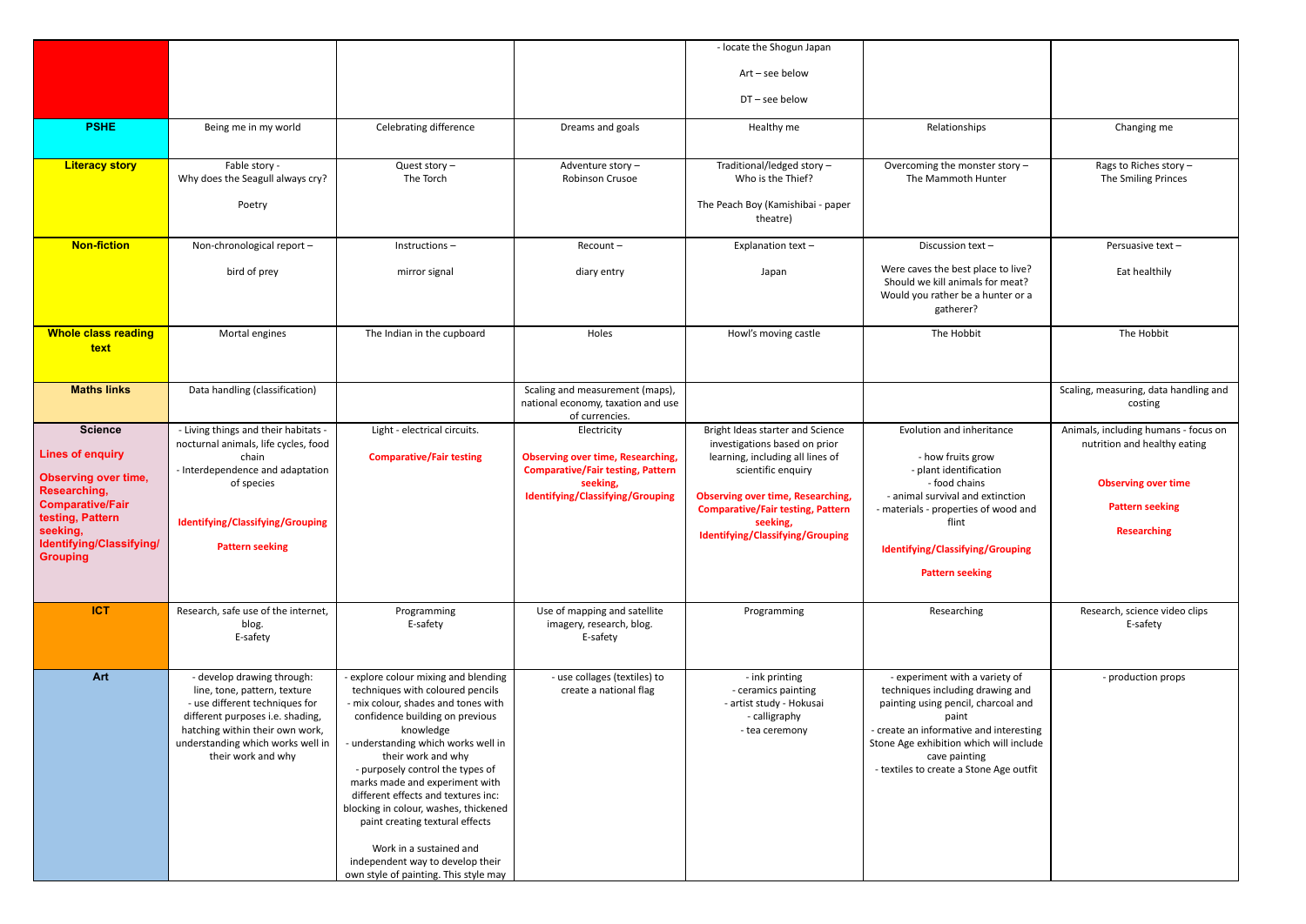| | | | | | | |
|---|---|---|---|---|---|---|
| | | | | - locate the Shogun Japan<br><br>Art – see below<br><br>DT – see below | | |
| **PSHE** | Being me in my world | Celebrating difference | Dreams and goals | Healthy me | Relationships | Changing me |
| **Literacy story** | Fable story -<br>Why does the Seagull always cry?<br><br>Poetry | Quest story –<br>The Torch | Adventure story –<br>Robinson Crusoe | Traditional/ledged story –<br>Who is the Thief?<br><br>The Peach Boy (Kamishibai - paper theatre) | Overcoming the monster story –<br>The Mammoth Hunter | Rags to Riches story –<br>The Smiling Princes |
| **Non-fiction** | Non-chronological report –<br><br>bird of prey | Instructions –<br><br>mirror signal | Recount –<br><br>diary entry | Explanation text –<br><br>Japan | Discussion text –<br><br>Were caves the best place to live?<br>Should we kill animals for meat?<br>Would you rather be a hunter or a gatherer? | Persuasive text –<br><br>Eat healthily |
| **Whole class reading text** | Mortal engines | The Indian in the cupboard | Holes | Howl's moving castle | The Hobbit | The Hobbit |
| **Maths links** | Data handling (classification) | | Scaling and measurement (maps), national economy, taxation and use of currencies. | | | Scaling, measuring, data handling and costing |
| **Science**<br><br>**Lines of enquiry**<br><br>**Observing over time, Researching, Comparative/Fair testing, Pattern seeking, Identifying/Classifying/ Grouping** | - Living things and their habitats - nocturnal animals, life cycles, food chain<br>- Interdependence and adaptation of species<br><br>**Identifying/Classifying/Grouping**<br><br>**Pattern seeking** | Light - electrical circuits.<br><br>**Comparative/Fair testing** | Electricity<br><br>**Observing over time, Researching, Comparative/Fair testing, Pattern seeking, Identifying/Classifying/Grouping** | Bright Ideas starter and Science investigations based on prior learning, including all lines of scientific enquiry<br><br>**Observing over time, Researching, Comparative/Fair testing, Pattern seeking, Identifying/Classifying/Grouping** | Evolution and inheritance<br><br>- how fruits grow<br>- plant identification<br>- food chains<br>- animal survival and extinction<br>- materials - properties of wood and flint<br><br>**Identifying/Classifying/Grouping**<br><br>**Pattern seeking** | Animals, including humans - focus on nutrition and healthy eating<br><br>**Observing over time**<br><br>**Pattern seeking**<br><br>**Researching** |
| **ICT** | Research, safe use of the internet, blog.<br>E-safety | Programming<br>E-safety | Use of mapping and satellite imagery, research, blog.<br>E-safety | Programming | Researching | Research, science video clips<br>E-safety |
| **Art** | - develop drawing through: line, tone, pattern, texture<br>- use different techniques for different purposes i.e. shading, hatching within their own work, understanding which works well in their work and why | - explore colour mixing and blending techniques with coloured pencils<br>- mix colour, shades and tones with confidence building on previous knowledge<br>- understanding which works well in their work and why<br>- purposely control the types of marks made and experiment with different effects and textures inc: blocking in colour, washes, thickened paint creating textural effects<br><br>Work in a sustained and independent way to develop their own style of painting. This style may | - use collages (textiles) to create a national flag | - ink printing<br>- ceramics painting<br>- artist study - Hokusai<br>- calligraphy<br>- tea ceremony | - experiment with a variety of techniques including drawing and painting using pencil, charcoal and paint<br>- create an informative and interesting Stone Age exhibition which will include cave painting<br>- textiles to create a Stone Age outfit | - production props |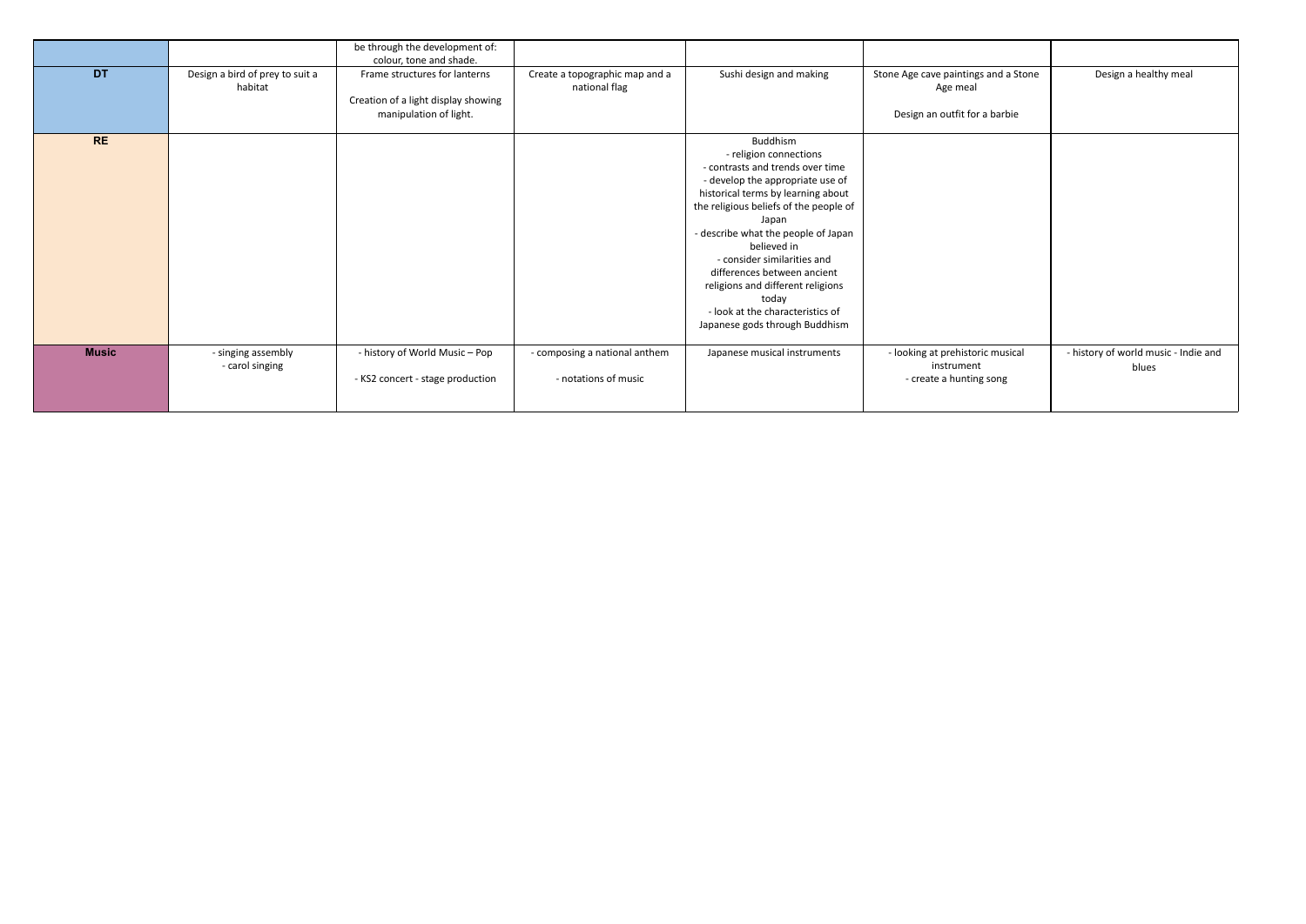| | | | | | | |
|---|---|---|---|---|---|---|
| | | be through the development of: colour, tone and shade. | | | | |
| **DT** | Design a bird of prey to suit a habitat | Frame structures for lanterns<br><br>Creation of a light display showing manipulation of light. | Create a topographic map and a national flag | Sushi design and making | Stone Age cave paintings and a Stone Age meal<br><br>Design an outfit for a barbie | Design a healthy meal |
| **RE** | | | | Buddhism<br>- religion connections<br>- contrasts and trends over time<br>- develop the appropriate use of historical terms by learning about the religious beliefs of the people of Japan<br>- describe what the people of Japan believed in<br>- consider similarities and differences between ancient religions and different religions today<br>- look at the characteristics of Japanese gods through Buddhism | | |
| **Music** | - singing assembly<br>- carol singing | - history of World Music – Pop<br><br>- KS2 concert - stage production | - composing a national anthem<br><br>- notations of music | Japanese musical instruments | - looking at prehistoric musical instrument<br>- create a hunting song | - history of world music - Indie and blues |